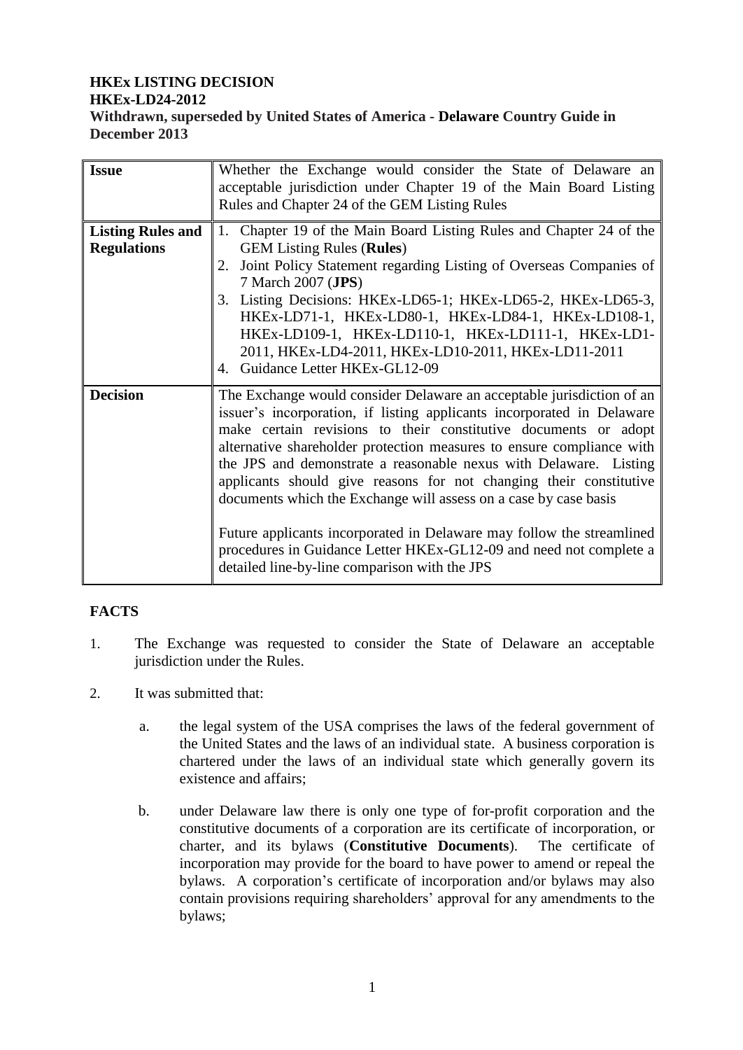**HKEx LISTING DECISION**
**HKEx-LD24-2012**
**Withdrawn, superseded by United States of America - Delaware Country Guide in December 2013**

| **Issue** | Whether the Exchange would consider the State of Delaware an acceptable jurisdiction under Chapter 19 of the Main Board Listing Rules and Chapter 24 of the GEM Listing Rules |
|---|---|
| **Listing Rules and Regulations** | 1. Chapter 19 of the Main Board Listing Rules and Chapter 24 of the GEM Listing Rules (**Rules**)<br>2. Joint Policy Statement regarding Listing of Overseas Companies of 7 March 2007 (**JPS**)<br>3. Listing Decisions: HKEx-LD65-1; HKEx-LD65-2, HKEx-LD65-3, HKEx-LD71-1, HKEx-LD80-1, HKEx-LD84-1, HKEx-LD108-1, HKEx-LD109-1, HKEx-LD110-1, HKEx-LD111-1, HKEx-LD1-2011, HKEx-LD4-2011, HKEx-LD10-2011, HKEx-LD11-2011<br>4. Guidance Letter HKEx-GL12-09 |
| **Decision** | The Exchange would consider Delaware an acceptable jurisdiction of an issuer's incorporation, if listing applicants incorporated in Delaware make certain revisions to their constitutive documents or adopt alternative shareholder protection measures to ensure compliance with the JPS and demonstrate a reasonable nexus with Delaware. Listing applicants should give reasons for not changing their constitutive documents which the Exchange will assess on a case by case basis<br><br>Future applicants incorporated in Delaware may follow the streamlined procedures in Guidance Letter HKEx-GL12-09 and need not complete a detailed line-by-line comparison with the JPS |

## FACTS

1. The Exchange was requested to consider the State of Delaware an acceptable jurisdiction under the Rules.

2. It was submitted that:

   a. the legal system of the USA comprises the laws of the federal government of the United States and the laws of an individual state. A business corporation is chartered under the laws of an individual state which generally govern its existence and affairs;

   b. under Delaware law there is only one type of for-profit corporation and the constitutive documents of a corporation are its certificate of incorporation, or charter, and its bylaws (**Constitutive Documents**). The certificate of incorporation may provide for the board to have power to amend or repeal the bylaws. A corporation's certificate of incorporation and/or bylaws may also contain provisions requiring shareholders' approval for any amendments to the bylaws;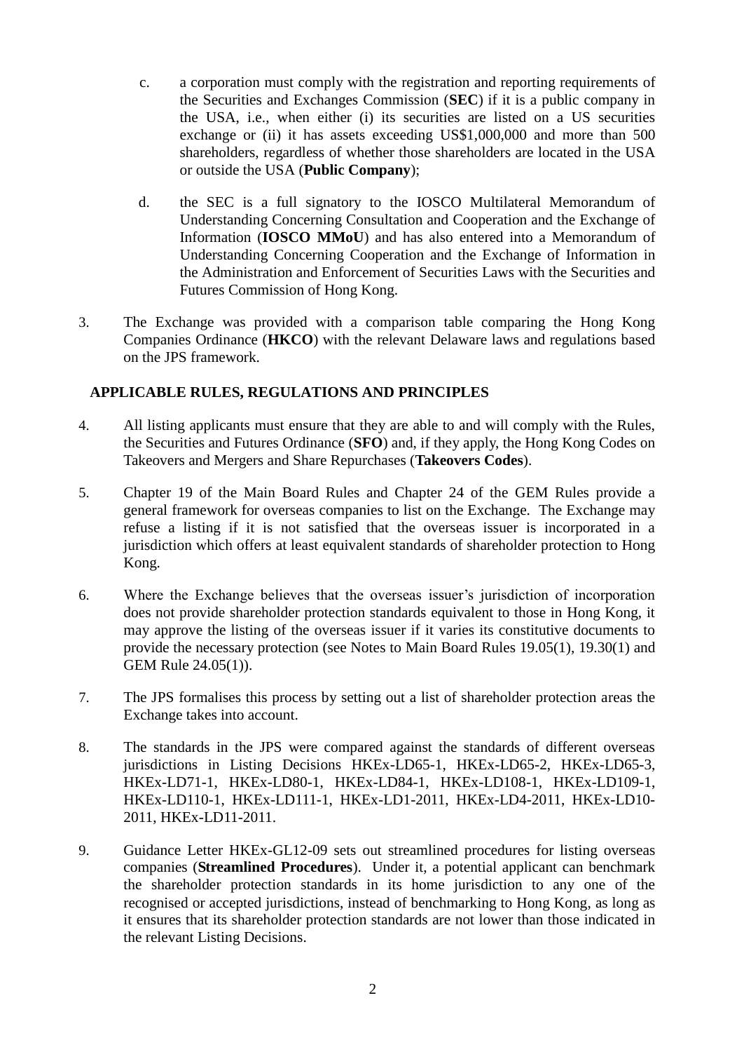c. a corporation must comply with the registration and reporting requirements of the Securities and Exchanges Commission (**SEC**) if it is a public company in the USA, i.e., when either (i) its securities are listed on a US securities exchange or (ii) it has assets exceeding US$1,000,000 and more than 500 shareholders, regardless of whether those shareholders are located in the USA or outside the USA (**Public Company**);

d. the SEC is a full signatory to the IOSCO Multilateral Memorandum of Understanding Concerning Consultation and Cooperation and the Exchange of Information (**IOSCO MMoU**) and has also entered into a Memorandum of Understanding Concerning Cooperation and the Exchange of Information in the Administration and Enforcement of Securities Laws with the Securities and Futures Commission of Hong Kong.

3. The Exchange was provided with a comparison table comparing the Hong Kong Companies Ordinance (**HKCO**) with the relevant Delaware laws and regulations based on the JPS framework.

## APPLICABLE RULES, REGULATIONS AND PRINCIPLES

4. All listing applicants must ensure that they are able to and will comply with the Rules, the Securities and Futures Ordinance (**SFO**) and, if they apply, the Hong Kong Codes on Takeovers and Mergers and Share Repurchases (**Takeovers Codes**).

5. Chapter 19 of the Main Board Rules and Chapter 24 of the GEM Rules provide a general framework for overseas companies to list on the Exchange. The Exchange may refuse a listing if it is not satisfied that the overseas issuer is incorporated in a jurisdiction which offers at least equivalent standards of shareholder protection to Hong Kong.

6. Where the Exchange believes that the overseas issuer's jurisdiction of incorporation does not provide shareholder protection standards equivalent to those in Hong Kong, it may approve the listing of the overseas issuer if it varies its constitutive documents to provide the necessary protection (see Notes to Main Board Rules 19.05(1), 19.30(1) and GEM Rule 24.05(1)).

7. The JPS formalises this process by setting out a list of shareholder protection areas the Exchange takes into account.

8. The standards in the JPS were compared against the standards of different overseas jurisdictions in Listing Decisions HKEx-LD65-1, HKEx-LD65-2, HKEx-LD65-3, HKEx-LD71-1, HKEx-LD80-1, HKEx-LD84-1, HKEx-LD108-1, HKEx-LD109-1, HKEx-LD110-1, HKEx-LD111-1, HKEx-LD1-2011, HKEx-LD4-2011, HKEx-LD10-2011, HKEx-LD11-2011.

9. Guidance Letter HKEx-GL12-09 sets out streamlined procedures for listing overseas companies (**Streamlined Procedures**). Under it, a potential applicant can benchmark the shareholder protection standards in its home jurisdiction to any one of the recognised or accepted jurisdictions, instead of benchmarking to Hong Kong, as long as it ensures that its shareholder protection standards are not lower than those indicated in the relevant Listing Decisions.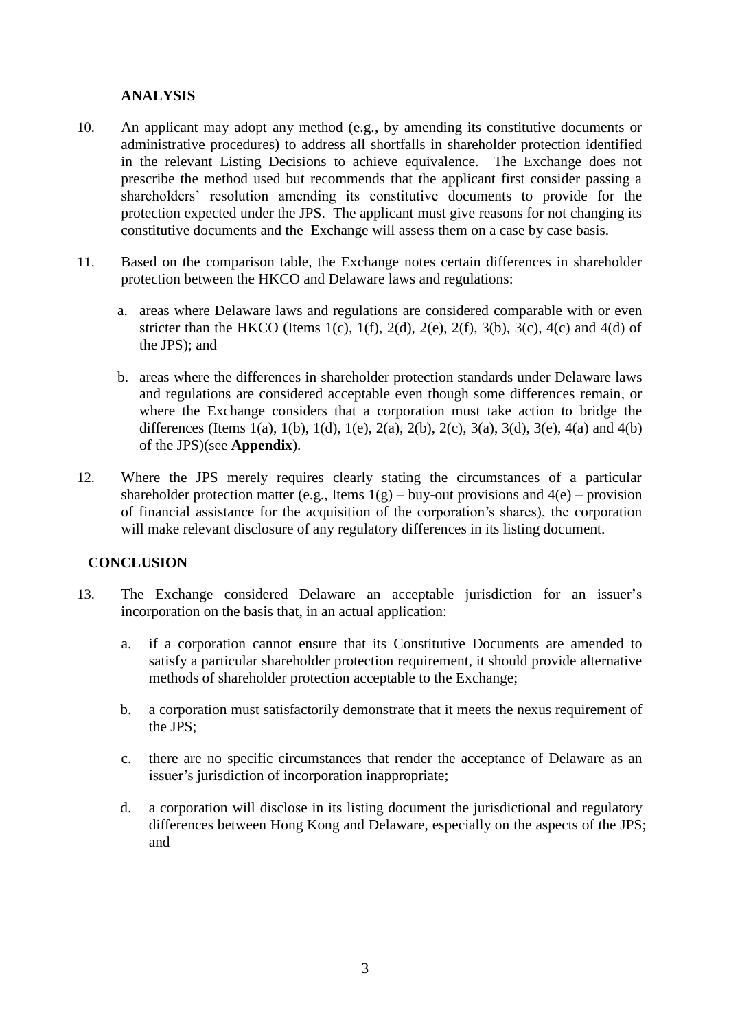## ANALYSIS

10. An applicant may adopt any method (e.g., by amending its constitutive documents or administrative procedures) to address all shortfalls in shareholder protection identified in the relevant Listing Decisions to achieve equivalence. The Exchange does not prescribe the method used but recommends that the applicant first consider passing a shareholders' resolution amending its constitutive documents to provide for the protection expected under the JPS. The applicant must give reasons for not changing its constitutive documents and the Exchange will assess them on a case by case basis.

11. Based on the comparison table, the Exchange notes certain differences in shareholder protection between the HKCO and Delaware laws and regulations:

    a. areas where Delaware laws and regulations are considered comparable with or even stricter than the HKCO (Items 1(c), 1(f), 2(d), 2(e), 2(f), 3(b), 3(c), 4(c) and 4(d) of the JPS); and

    b. areas where the differences in shareholder protection standards under Delaware laws and regulations are considered acceptable even though some differences remain, or where the Exchange considers that a corporation must take action to bridge the differences (Items 1(a), 1(b), 1(d), 1(e), 2(a), 2(b), 2(c), 3(a), 3(d), 3(e), 4(a) and 4(b) of the JPS)(see **Appendix**).

12. Where the JPS merely requires clearly stating the circumstances of a particular shareholder protection matter (e.g., Items 1(g) – buy-out provisions and 4(e) – provision of financial assistance for the acquisition of the corporation's shares), the corporation will make relevant disclosure of any regulatory differences in its listing document.

## CONCLUSION

13. The Exchange considered Delaware an acceptable jurisdiction for an issuer's incorporation on the basis that, in an actual application:

    a. if a corporation cannot ensure that its Constitutive Documents are amended to satisfy a particular shareholder protection requirement, it should provide alternative methods of shareholder protection acceptable to the Exchange;

    b. a corporation must satisfactorily demonstrate that it meets the nexus requirement of the JPS;

    c. there are no specific circumstances that render the acceptance of Delaware as an issuer's jurisdiction of incorporation inappropriate;

    d. a corporation will disclose in its listing document the jurisdictional and regulatory differences between Hong Kong and Delaware, especially on the aspects of the JPS; and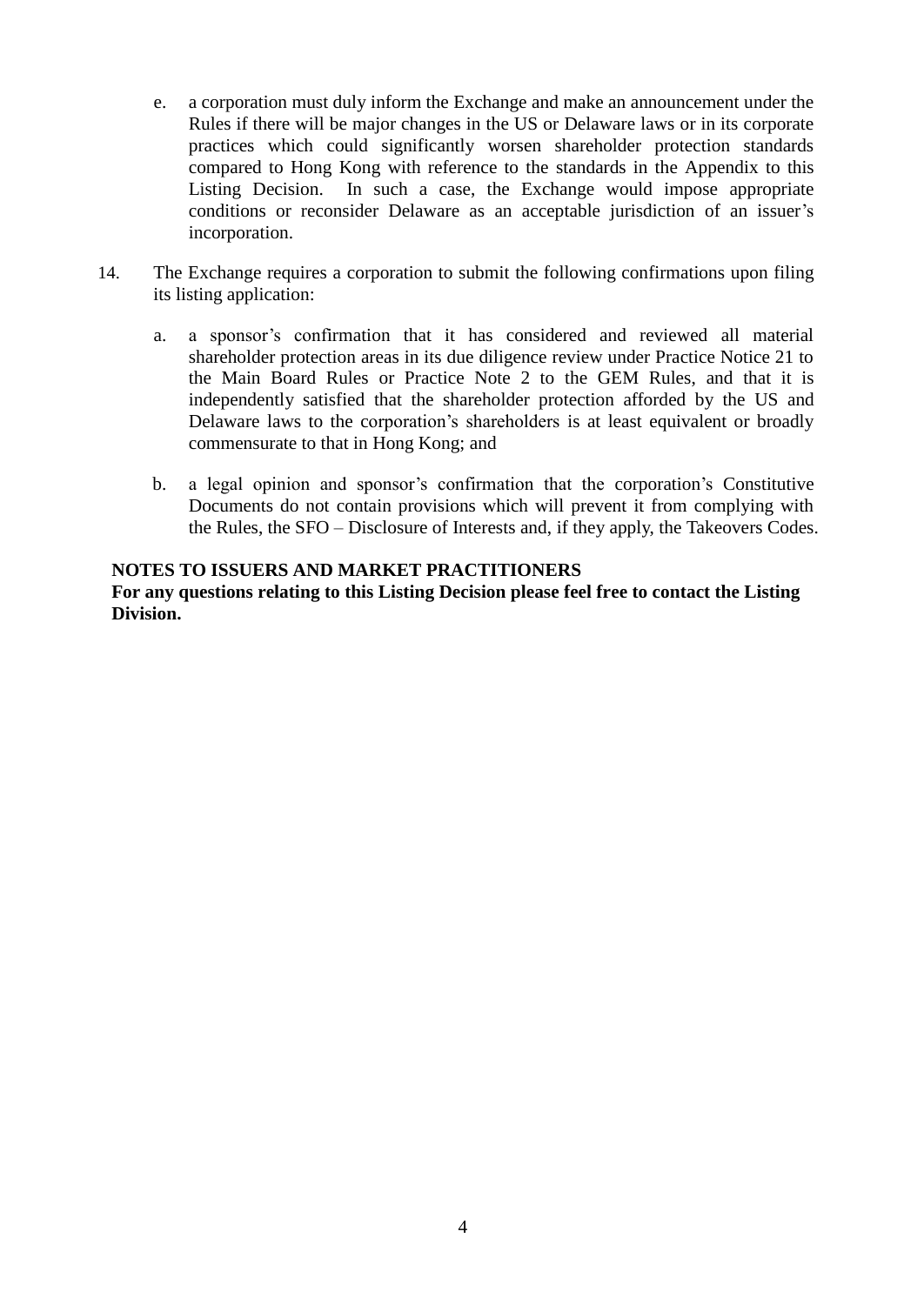e. a corporation must duly inform the Exchange and make an announcement under the Rules if there will be major changes in the US or Delaware laws or in its corporate practices which could significantly worsen shareholder protection standards compared to Hong Kong with reference to the standards in the Appendix to this Listing Decision. In such a case, the Exchange would impose appropriate conditions or reconsider Delaware as an acceptable jurisdiction of an issuer's incorporation.

14. The Exchange requires a corporation to submit the following confirmations upon filing its listing application:

    a. a sponsor's confirmation that it has considered and reviewed all material shareholder protection areas in its due diligence review under Practice Notice 21 to the Main Board Rules or Practice Note 2 to the GEM Rules, and that it is independently satisfied that the shareholder protection afforded by the US and Delaware laws to the corporation's shareholders is at least equivalent or broadly commensurate to that in Hong Kong; and

    b. a legal opinion and sponsor's confirmation that the corporation's Constitutive Documents do not contain provisions which will prevent it from complying with the Rules, the SFO – Disclosure of Interests and, if they apply, the Takeovers Codes.

**NOTES TO ISSUERS AND MARKET PRACTITIONERS**
**For any questions relating to this Listing Decision please feel free to contact the Listing Division.**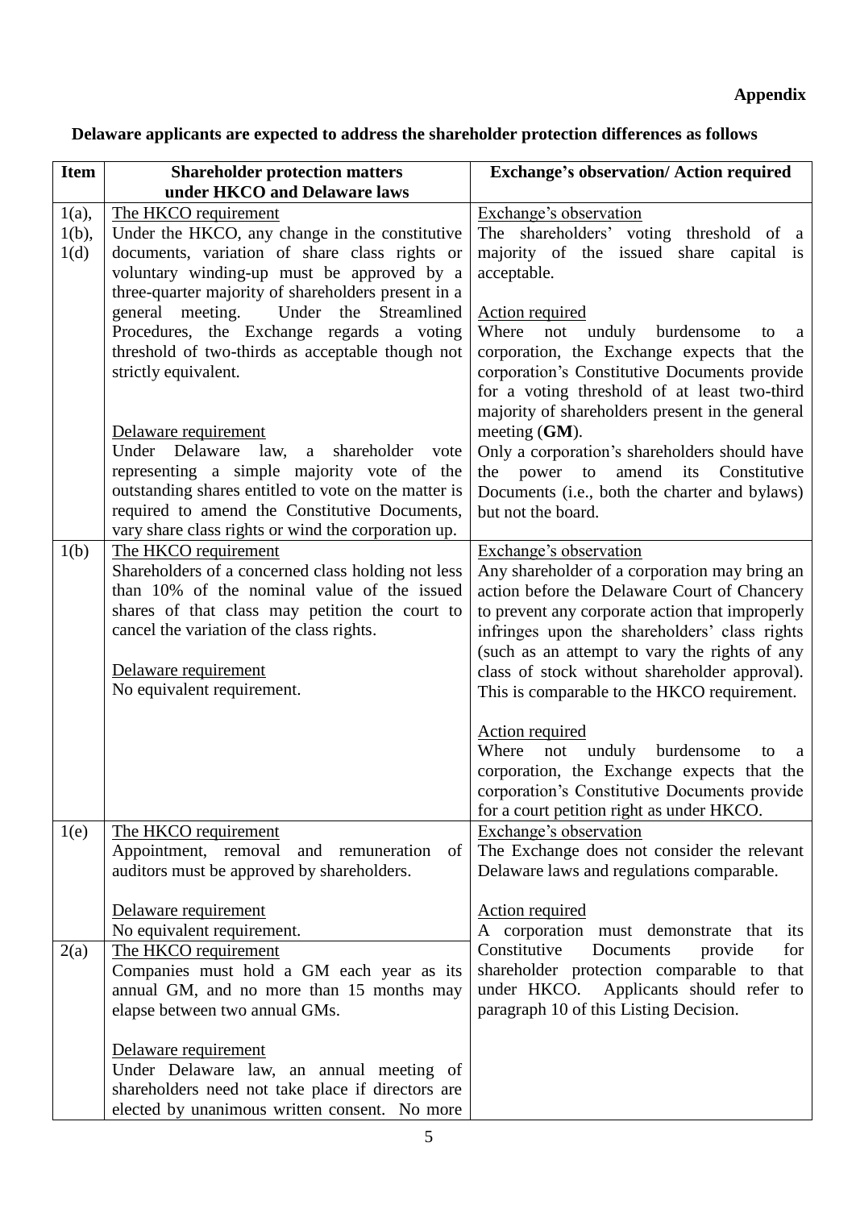**Appendix**

**Delaware applicants are expected to address the shareholder protection differences as follows**

| Item | Shareholder protection matters under HKCO and Delaware laws | Exchange's observation/ Action required |
|---|---|---|
| 1(a), 1(b), 1(d) | The HKCO requirement<br>Under the HKCO, any change in the constitutive documents, variation of share class rights or voluntary winding-up must be approved by a three-quarter majority of shareholders present in a general meeting. Under the Streamlined Procedures, the Exchange regards a voting threshold of two-thirds as acceptable though not strictly equivalent.<br><br>Delaware requirement<br>Under Delaware law, a shareholder vote representing a simple majority vote of the outstanding shares entitled to vote on the matter is required to amend the Constitutive Documents, vary share class rights or wind the corporation up. | Exchange's observation<br>The shareholders' voting threshold of a majority of the issued share capital is acceptable.<br><br>Action required<br>Where not unduly burdensome to a corporation, the Exchange expects that the corporation's Constitutive Documents provide for a voting threshold of at least two-third majority of shareholders present in the general meeting (**GM**).<br>Only a corporation's shareholders should have the power to amend its Constitutive Documents (i.e., both the charter and bylaws) but not the board. |
| 1(b) | The HKCO requirement<br>Shareholders of a concerned class holding not less than 10% of the nominal value of the issued shares of that class may petition the court to cancel the variation of the class rights.<br><br>Delaware requirement<br>No equivalent requirement. | Exchange's observation<br>Any shareholder of a corporation may bring an action before the Delaware Court of Chancery to prevent any corporate action that improperly infringes upon the shareholders' class rights (such as an attempt to vary the rights of any class of stock without shareholder approval). This is comparable to the HKCO requirement.<br><br>Action required<br>Where not unduly burdensome to a corporation, the Exchange expects that the corporation's Constitutive Documents provide for a court petition right as under HKCO. |
| 1(e) | The HKCO requirement<br>Appointment, removal and remuneration of auditors must be approved by shareholders.<br><br>Delaware requirement<br>No equivalent requirement. | Exchange's observation<br>The Exchange does not consider the relevant Delaware laws and regulations comparable.<br><br>Action required<br>A corporation must demonstrate that its Constitutive Documents provide for shareholder protection comparable to that under HKCO. Applicants should refer to paragraph 10 of this Listing Decision. |
| 2(a) | The HKCO requirement<br>Companies must hold a GM each year as its annual GM, and no more than 15 months may elapse between two annual GMs.<br><br>Delaware requirement<br>Under Delaware law, an annual meeting of shareholders need not take place if directors are elected by unanimous written consent. No more | |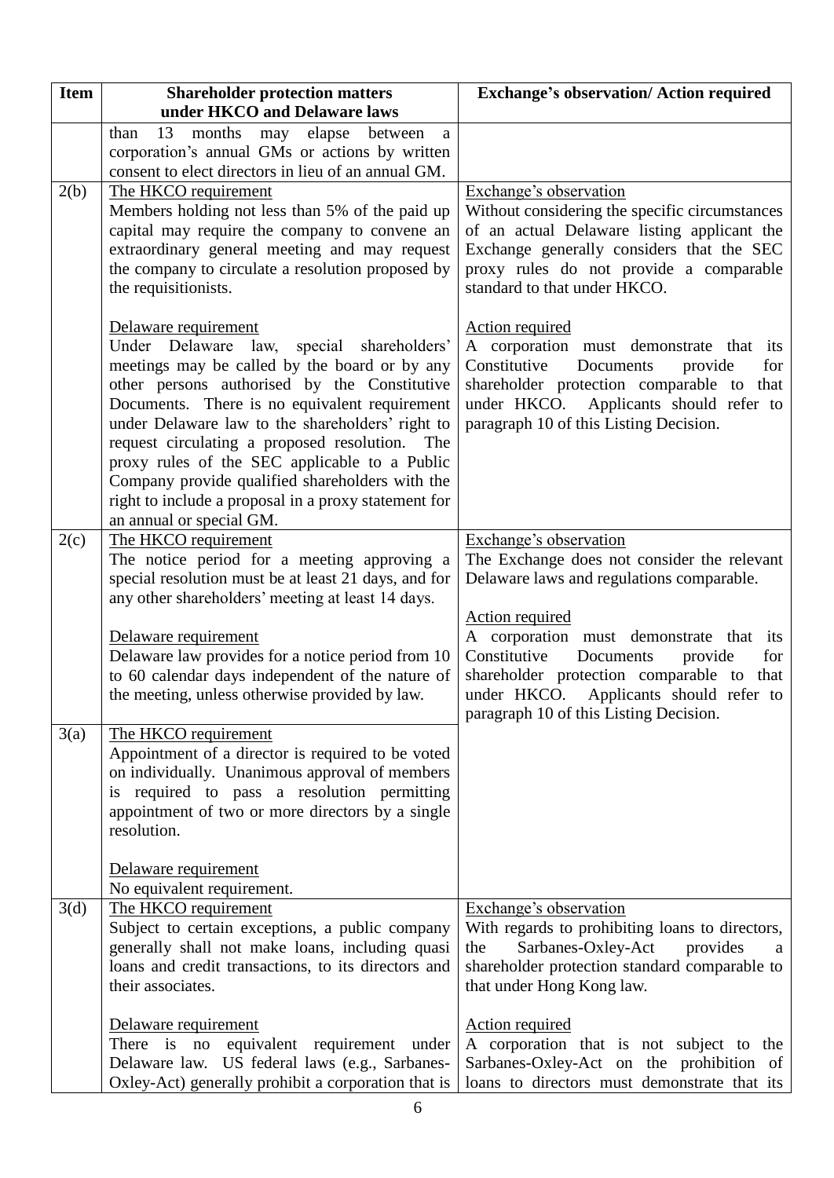| Item | Shareholder protection matters under HKCO and Delaware laws | Exchange's observation/ Action required |
|---|---|---|
| | than 13 months may elapse between a corporation's annual GMs or actions by written consent to elect directors in lieu of an annual GM. | |
| 2(b) | The HKCO requirement<br>Members holding not less than 5% of the paid up capital may require the company to convene an extraordinary general meeting and may request the company to circulate a resolution proposed by the requisitionists.<br><br>Delaware requirement<br>Under Delaware law, special shareholders' meetings may be called by the board or by any other persons authorised by the Constitutive Documents. There is no equivalent requirement under Delaware law to the shareholders' right to request circulating a proposed resolution. The proxy rules of the SEC applicable to a Public Company provide qualified shareholders with the right to include a proposal in a proxy statement for an annual or special GM. | Exchange's observation<br>Without considering the specific circumstances of an actual Delaware listing applicant the Exchange generally considers that the SEC proxy rules do not provide a comparable standard to that under HKCO.<br><br>Action required<br>A corporation must demonstrate that its Constitutive Documents provide for shareholder protection comparable to that under HKCO. Applicants should refer to paragraph 10 of this Listing Decision. |
| 2(c) | The HKCO requirement<br>The notice period for a meeting approving a special resolution must be at least 21 days, and for any other shareholders' meeting at least 14 days.<br><br>Delaware requirement<br>Delaware law provides for a notice period from 10 to 60 calendar days independent of the nature of the meeting, unless otherwise provided by law. | Exchange's observation<br>The Exchange does not consider the relevant Delaware laws and regulations comparable.<br><br>Action required<br>A corporation must demonstrate that its Constitutive Documents provide for shareholder protection comparable to that under HKCO. Applicants should refer to paragraph 10 of this Listing Decision. |
| 3(a) | The HKCO requirement<br>Appointment of a director is required to be voted on individually. Unanimous approval of members is required to pass a resolution permitting appointment of two or more directors by a single resolution.<br><br>Delaware requirement<br>No equivalent requirement. | |
| 3(d) | The HKCO requirement<br>Subject to certain exceptions, a public company generally shall not make loans, including quasi loans and credit transactions, to its directors and their associates.<br><br>Delaware requirement<br>There is no equivalent requirement under Delaware law. US federal laws (e.g., Sarbanes-Oxley-Act) generally prohibit a corporation that is | Exchange's observation<br>With regards to prohibiting loans to directors, the Sarbanes-Oxley-Act provides a shareholder protection standard comparable to that under Hong Kong law.<br><br>Action required<br>A corporation that is not subject to the Sarbanes-Oxley-Act on the prohibition of loans to directors must demonstrate that its |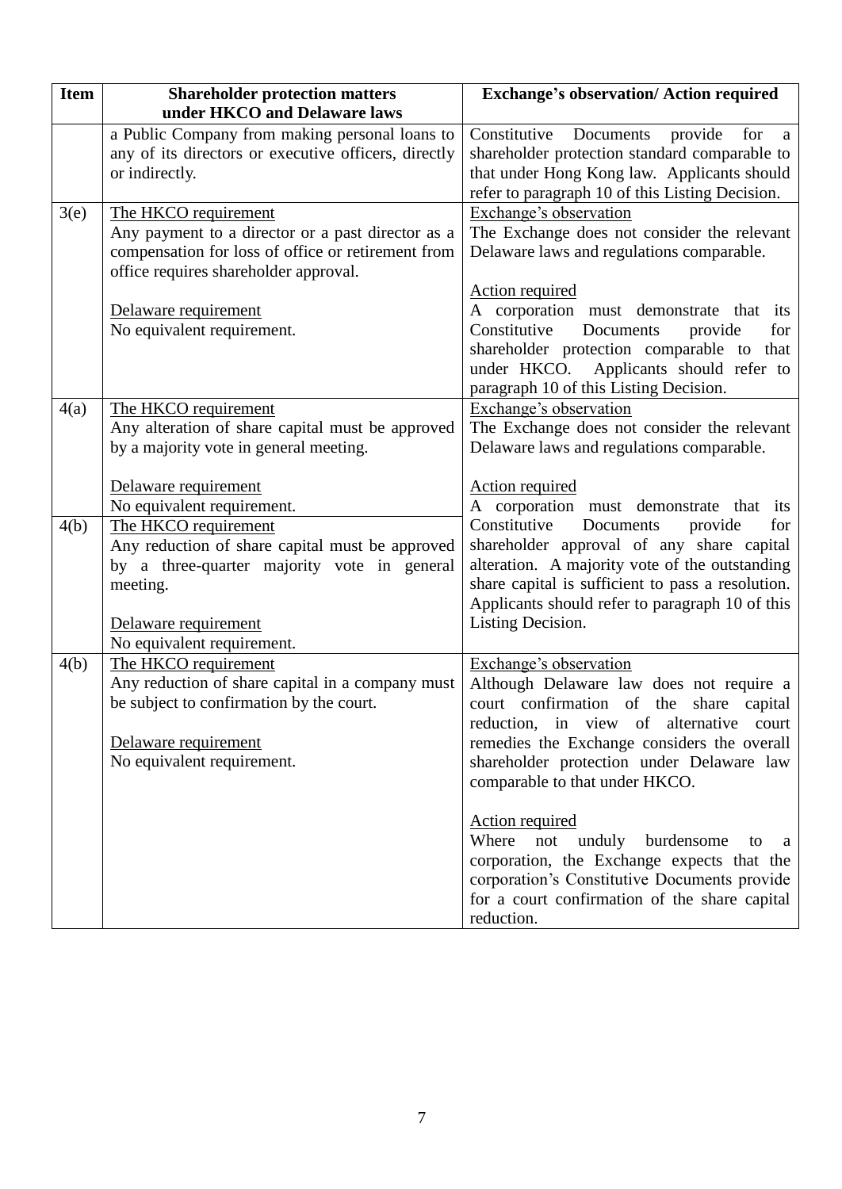| Item | Shareholder protection matters under HKCO and Delaware laws | Exchange's observation/ Action required |
|---|---|---|
| | a Public Company from making personal loans to any of its directors or executive officers, directly or indirectly. | Constitutive Documents provide for a shareholder protection standard comparable to that under Hong Kong law. Applicants should refer to paragraph 10 of this Listing Decision. |
| 3(e) | The HKCO requirement<br>Any payment to a director or a past director as a compensation for loss of office or retirement from office requires shareholder approval.<br><br>Delaware requirement<br>No equivalent requirement. | Exchange's observation<br>The Exchange does not consider the relevant Delaware laws and regulations comparable.<br><br>Action required<br>A corporation must demonstrate that its Constitutive Documents provide for shareholder protection comparable to that under HKCO. Applicants should refer to paragraph 10 of this Listing Decision. |
| 4(a) | The HKCO requirement<br>Any alteration of share capital must be approved by a majority vote in general meeting.<br><br>Delaware requirement<br>No equivalent requirement. | Exchange's observation<br>The Exchange does not consider the relevant Delaware laws and regulations comparable.<br><br>Action required<br>A corporation must demonstrate that its Constitutive Documents provide for shareholder approval of any share capital alteration. A majority vote of the outstanding share capital is sufficient to pass a resolution. Applicants should refer to paragraph 10 of this Listing Decision. |
| 4(b) | The HKCO requirement<br>Any reduction of share capital must be approved by a three-quarter majority vote in general meeting.<br><br>Delaware requirement<br>No equivalent requirement. | |
| 4(b) | The HKCO requirement<br>Any reduction of share capital in a company must be subject to confirmation by the court.<br><br>Delaware requirement<br>No equivalent requirement. | Exchange's observation<br>Although Delaware law does not require a court confirmation of the share capital reduction, in view of alternative court remedies the Exchange considers the overall shareholder protection under Delaware law comparable to that under HKCO.<br><br>Action required<br>Where not unduly burdensome to a corporation, the Exchange expects that the corporation's Constitutive Documents provide for a court confirmation of the share capital reduction. |